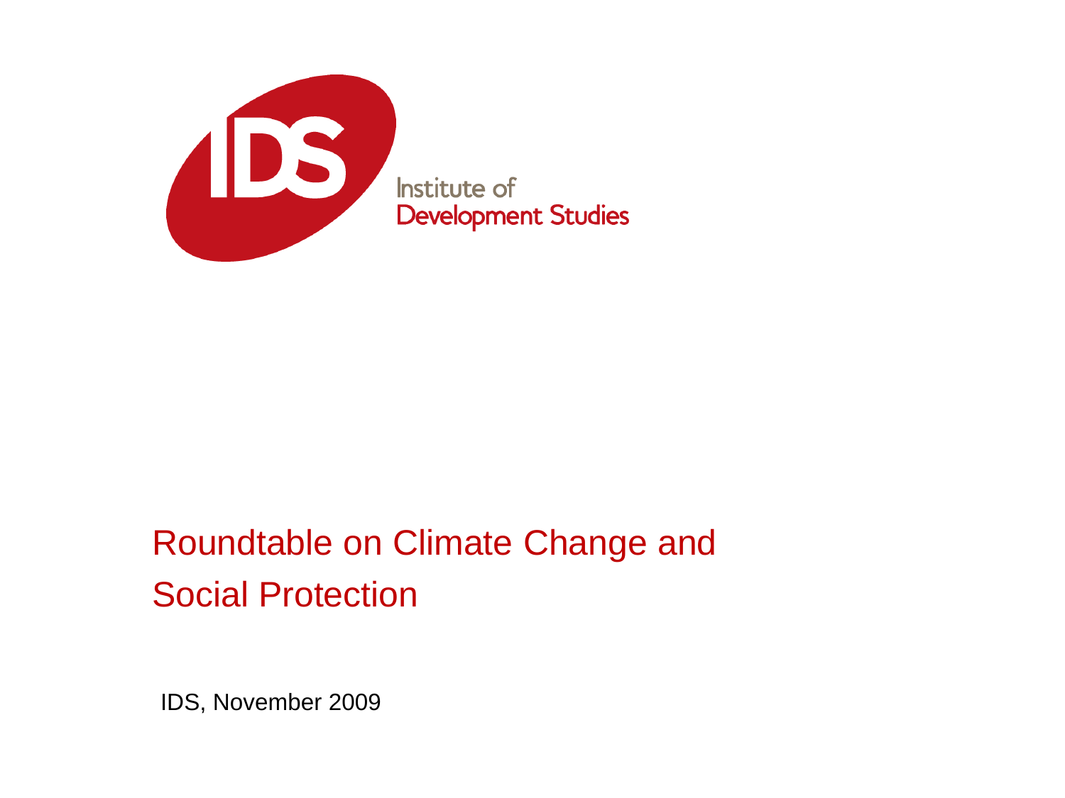Institute of Development Studies

# Roundtable on Climate Change and Social Protection

IDS, November 2009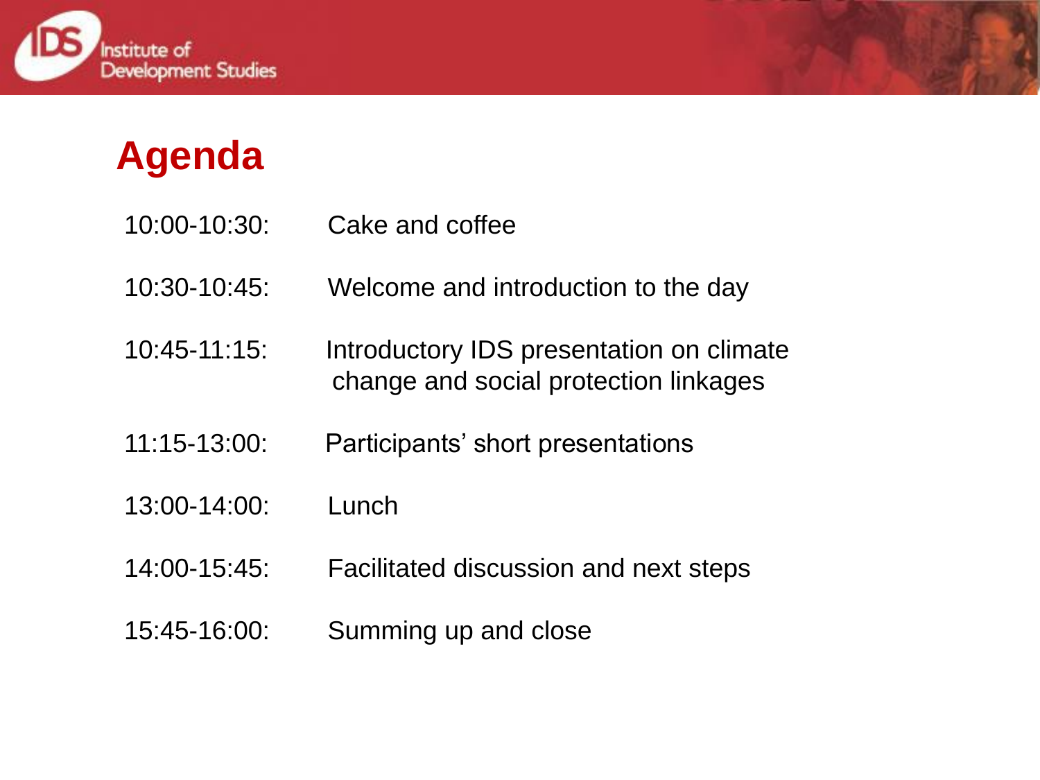# Agenda

10:00-10:30: Cake and coffee

10:30-10:45: Welcome and introduction to the day

10:45-11:15: Introductory IDS presentation on climate change and social protection linkages

11:15-13:00: Participants' short presentations

13:00-14:00: Lunch

14:00-15:45: Facilitated discussion and next steps

15:45-16:00: Summing up and close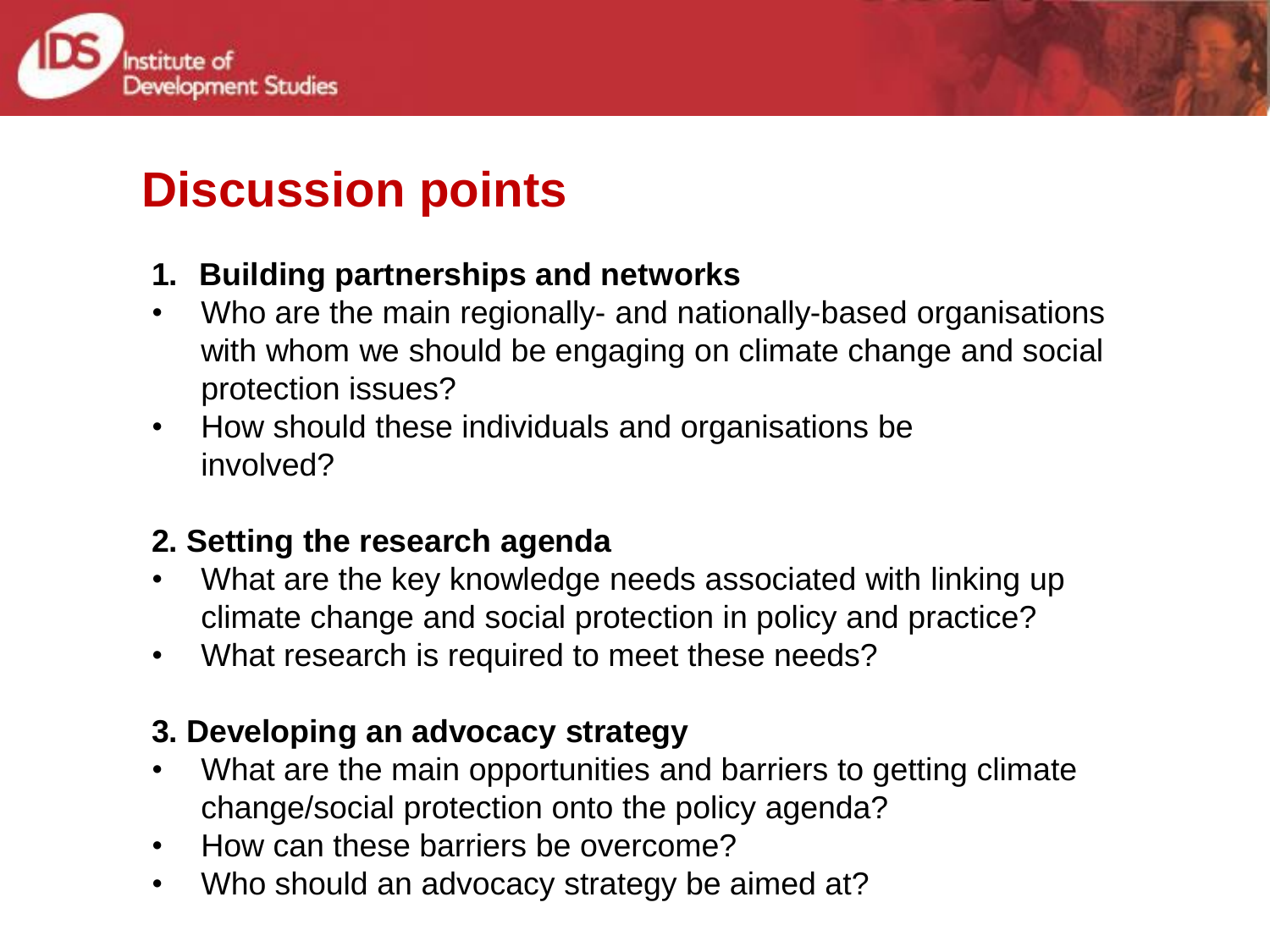# Discussion points

**1. Building partnerships and networks**

- Who are the main regionally- and nationally-based organisations with whom we should be engaging on climate change and social protection issues?
- How should these individuals and organisations be involved?

**2. Setting the research agenda**

- What are the key knowledge needs associated with linking up climate change and social protection in policy and practice?
- What research is required to meet these needs?

**3. Developing an advocacy strategy**

- What are the main opportunities and barriers to getting climate change/social protection onto the policy agenda?
- How can these barriers be overcome?
- Who should an advocacy strategy be aimed at?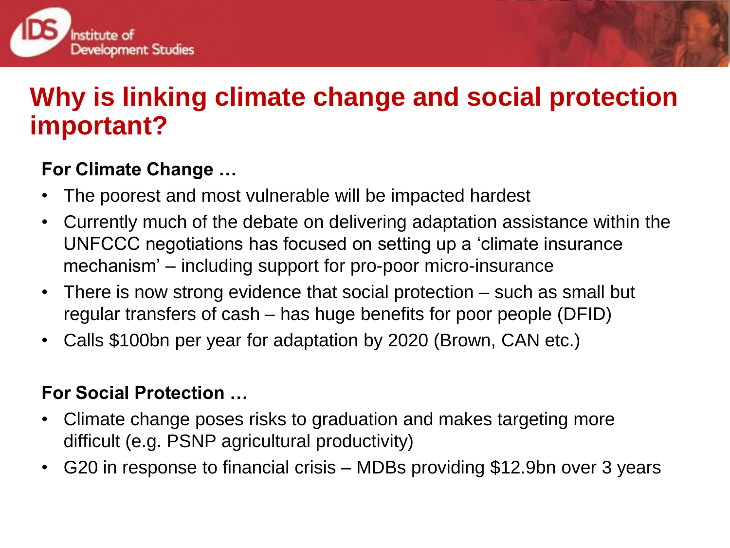# Why is linking climate change and social protection important?

**For Climate Change …**

- The poorest and most vulnerable will be impacted hardest
- Currently much of the debate on delivering adaptation assistance within the UNFCCC negotiations has focused on setting up a 'climate insurance mechanism' – including support for pro-poor micro-insurance
- There is now strong evidence that social protection – such as small but regular transfers of cash – has huge benefits for poor people (DFID)
- Calls $100bn per year for adaptation by 2020 (Brown, CAN etc.)

**For Social Protection …**

- Climate change poses risks to graduation and makes targeting more difficult (e.g. PSNP agricultural productivity)
- G20 in response to financial crisis – MDBs providing $12.9bn over 3 years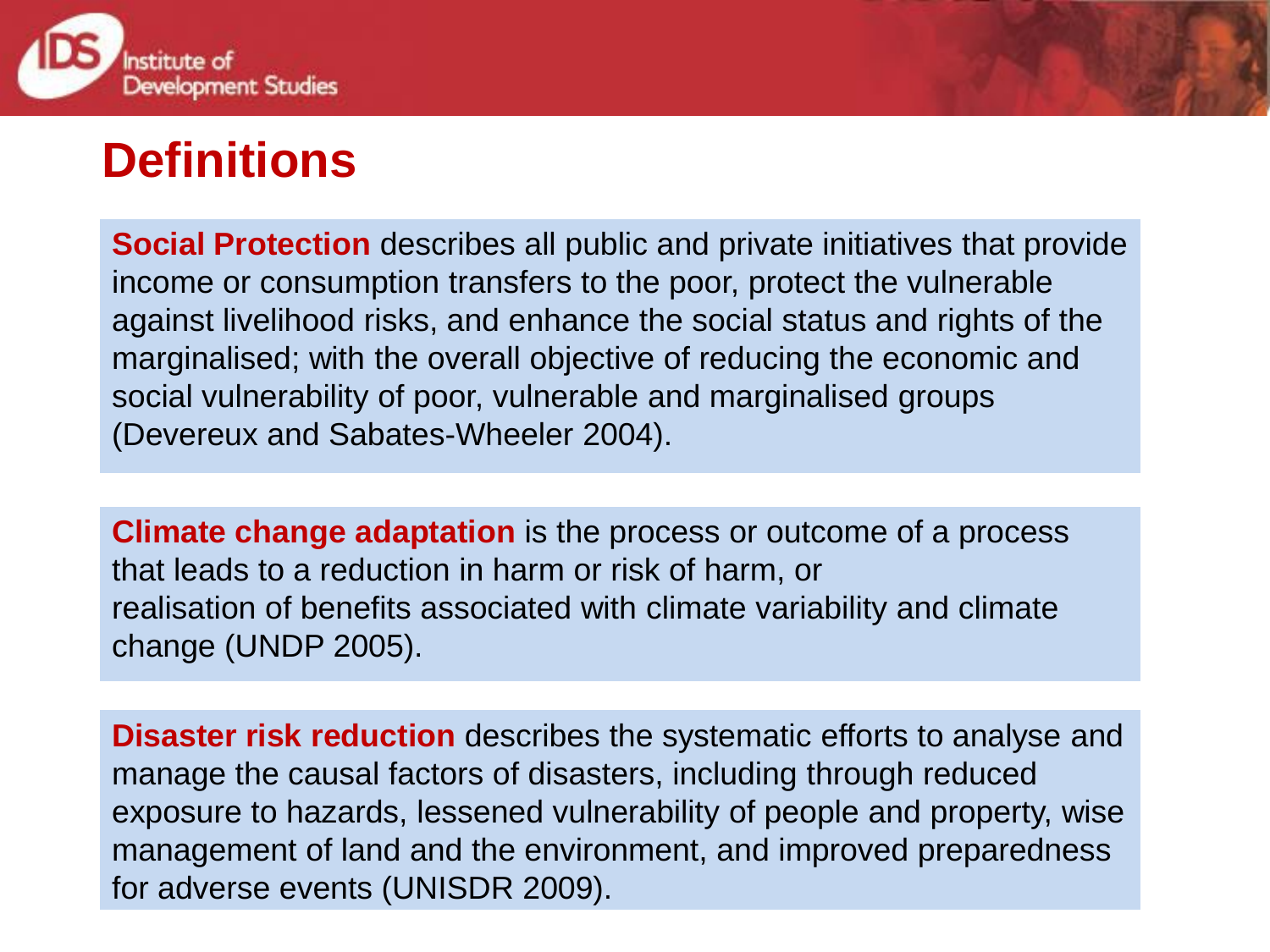# Definitions

**Social Protection** describes all public and private initiatives that provide income or consumption transfers to the poor, protect the vulnerable against livelihood risks, and enhance the social status and rights of the marginalised; with the overall objective of reducing the economic and social vulnerability of poor, vulnerable and marginalised groups (Devereux and Sabates-Wheeler 2004).

**Climate change adaptation** is the process or outcome of a process that leads to a reduction in harm or risk of harm, or realisation of benefits associated with climate variability and climate change (UNDP 2005).

**Disaster risk reduction** describes the systematic efforts to analyse and manage the causal factors of disasters, including through reduced exposure to hazards, lessened vulnerability of people and property, wise management of land and the environment, and improved preparedness for adverse events (UNISDR 2009).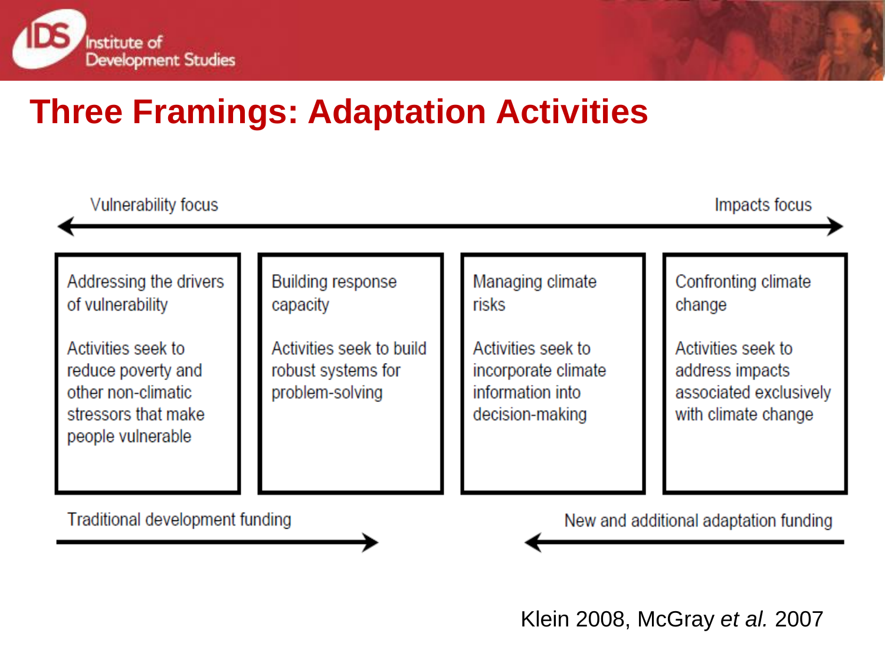# Three Framings: Adaptation Activities

Vulnerability focus ⟷ Impacts focus

| Addressing the drivers of vulnerability | Building response capacity | Managing climate risks | Confronting climate change |
|---|---|---|---|
| Activities seek to reduce poverty and other non-climatic stressors that make people vulnerable | Activities seek to build robust systems for problem-solving | Activities seek to incorporate climate information into decision-making | Activities seek to address impacts associated exclusively with climate change |

Traditional development funding →

← New and additional adaptation funding

Klein 2008, McGray *et al.* 2007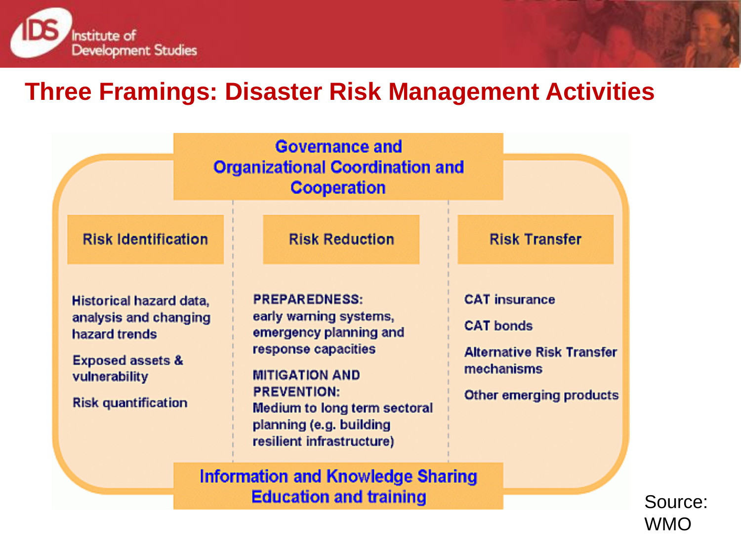# Three Framings: Disaster Risk Management Activities

**Governance and Organizational Coordination and Cooperation**

| Risk Identification | Risk Reduction | Risk Transfer |
|---|---|---|
| Historical hazard data, analysis and changing hazard trends | PREPAREDNESS: early warning systems, emergency planning and response capacities | CAT insurance |
| Exposed assets & vulnerability | MITIGATION AND PREVENTION: Medium to long term sectoral planning (e.g. building resilient infrastructure) | CAT bonds |
| Risk quantification | | Alternative Risk Transfer mechanisms |
| | | Other emerging products |

**Information and Knowledge Sharing Education and training**

Source: WMO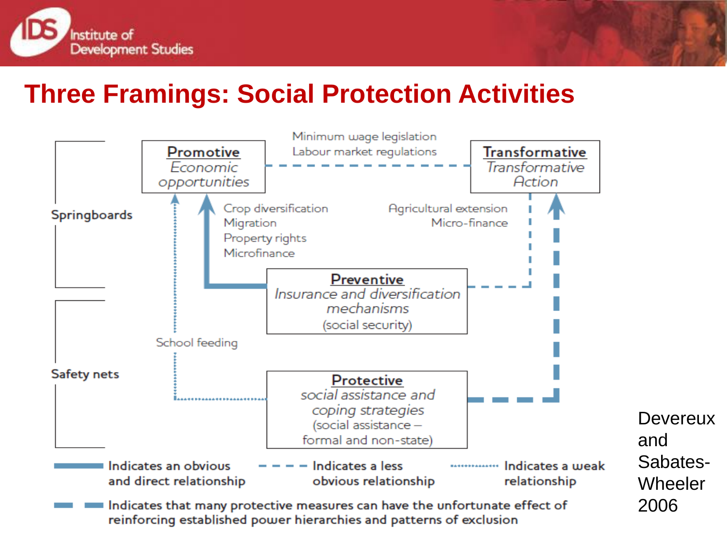# Three Framings: Social Protection Activities

**Springboards**

**Promotive**
*Economic opportunities*

Minimum wage legislation
Labour market regulations

**Transformative**
*Transformative Action*

Crop diversification
Migration
Property rights
Microfinance

Agricultural extension
Micro-finance

**Preventive**
*Insurance and diversification mechanisms*
(social security)

School feeding

**Safety nets**

**Protective**
*social assistance and coping strategies*
(social assistance – formal and non-state)

Indicates an obvious and direct relationship

Indicates a less obvious relationship

Indicates a weak relationship

Indicates that many protective measures can have the unfortunate effect of reinforcing established power hierarchies and patterns of exclusion

Devereux and Sabates-Wheeler 2006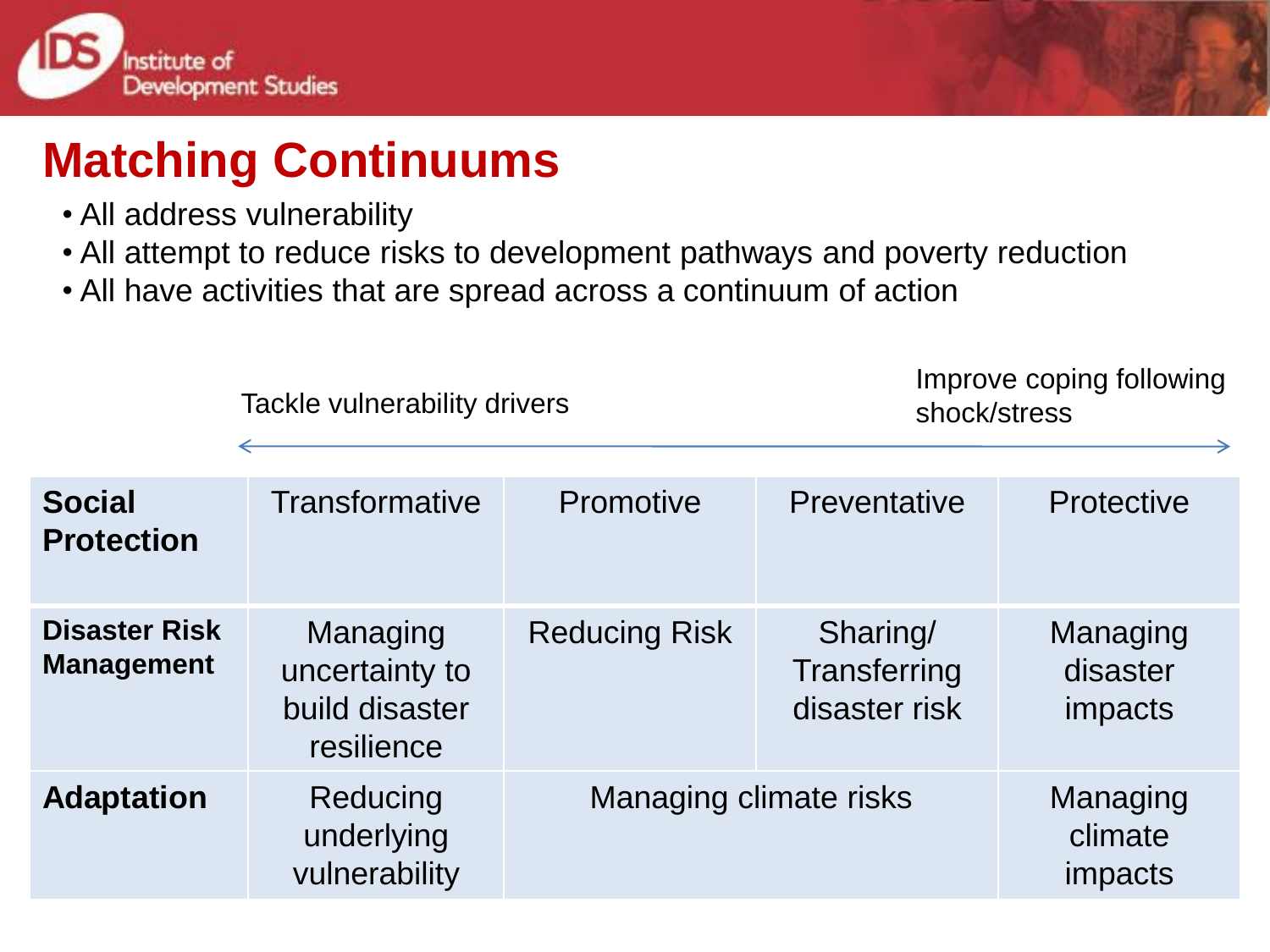# Matching Continuums

- All address vulnerability
- All attempt to reduce risks to development pathways and poverty reduction
- All have activities that are spread across a continuum of action

Tackle vulnerability drivers ⟷ Improve coping following shock/stress

| | | | | |
|---|---|---|---|---|
| **Social Protection** | Transformative | Promotive | Preventative | Protective |
| **Disaster Risk Management** | Managing uncertainty to build disaster resilience | Reducing Risk | Sharing/ Transferring disaster risk | Managing disaster impacts |
| **Adaptation** | Reducing underlying vulnerability | Managing climate risks | | Managing climate impacts |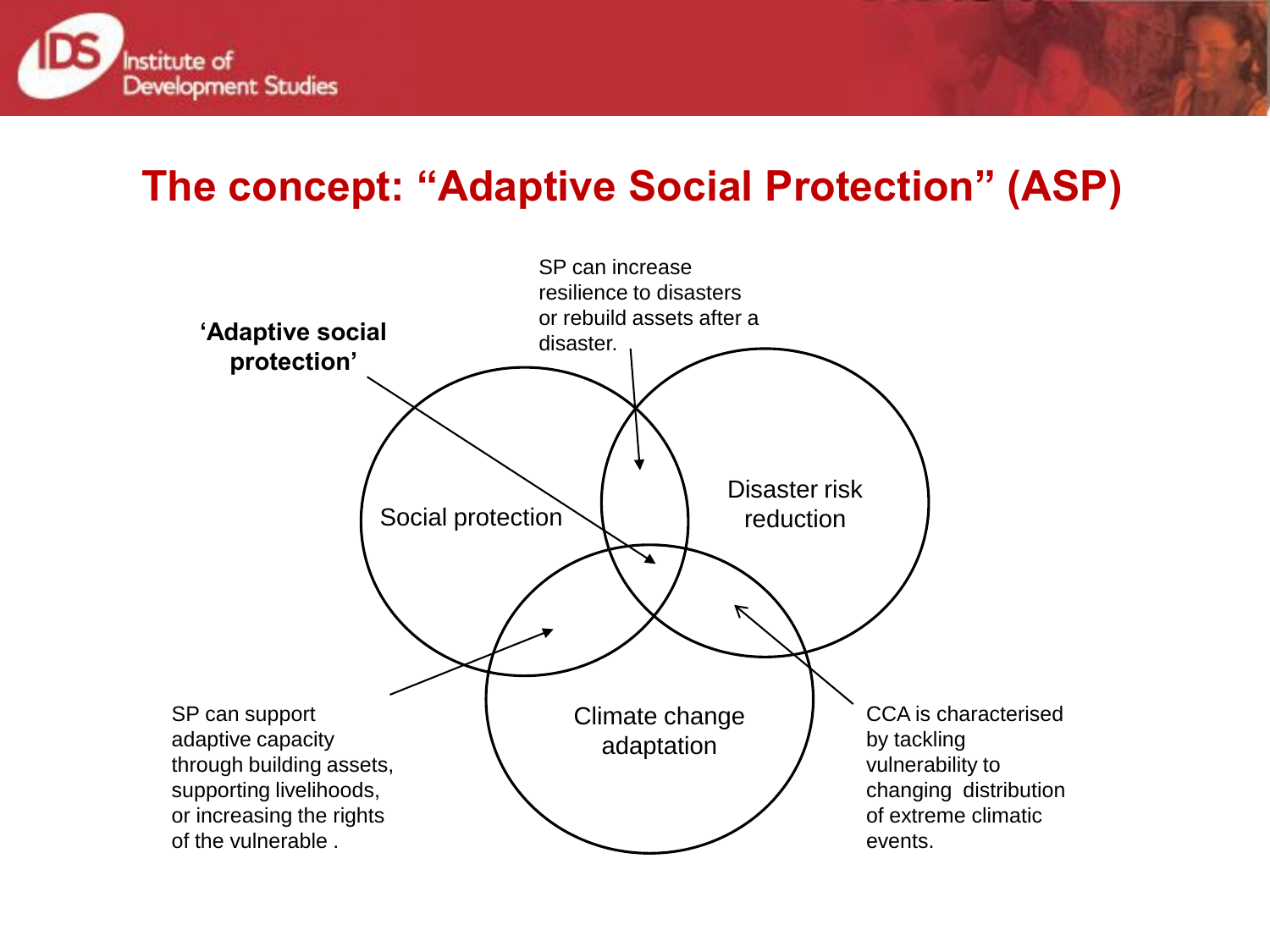# The concept: "Adaptive Social Protection" (ASP)

**'Adaptive social protection'**

SP can increase resilience to disasters or rebuild assets after a disaster.

Social protection

Disaster risk reduction

Climate change adaptation

SP can support adaptive capacity through building assets, supporting livelihoods, or increasing the rights of the vulnerable .

CCA is characterised by tackling vulnerability to changing distribution of extreme climatic events.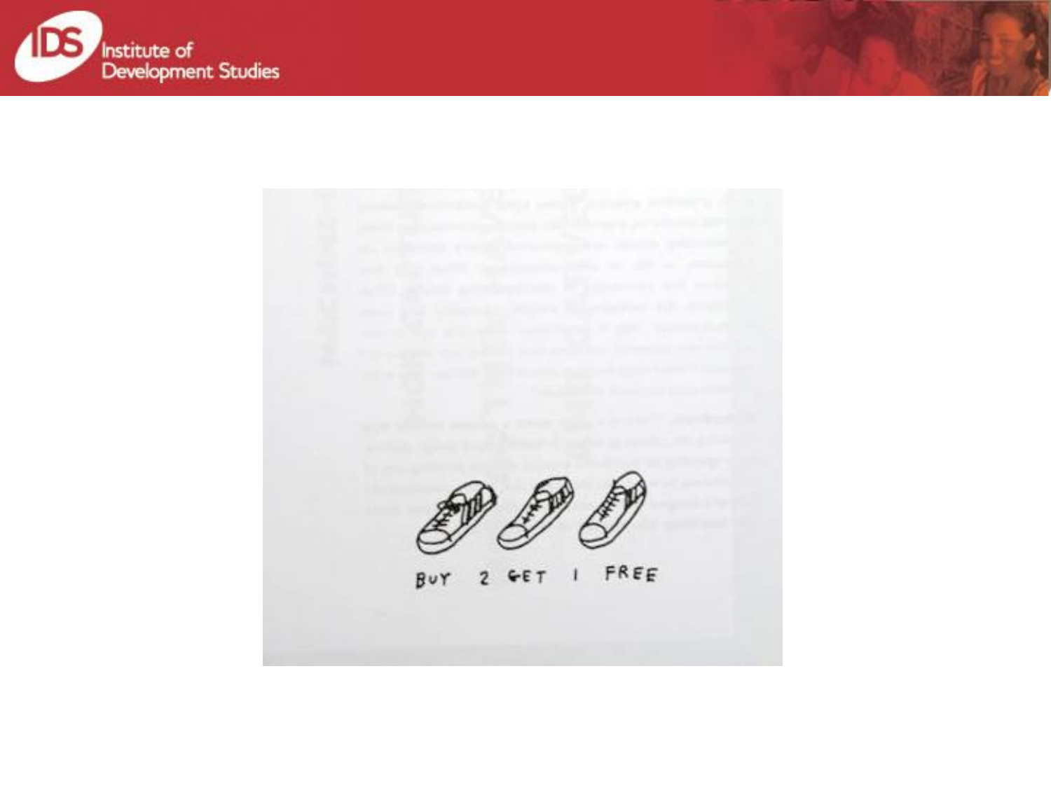BUY 2 GET 1 FREE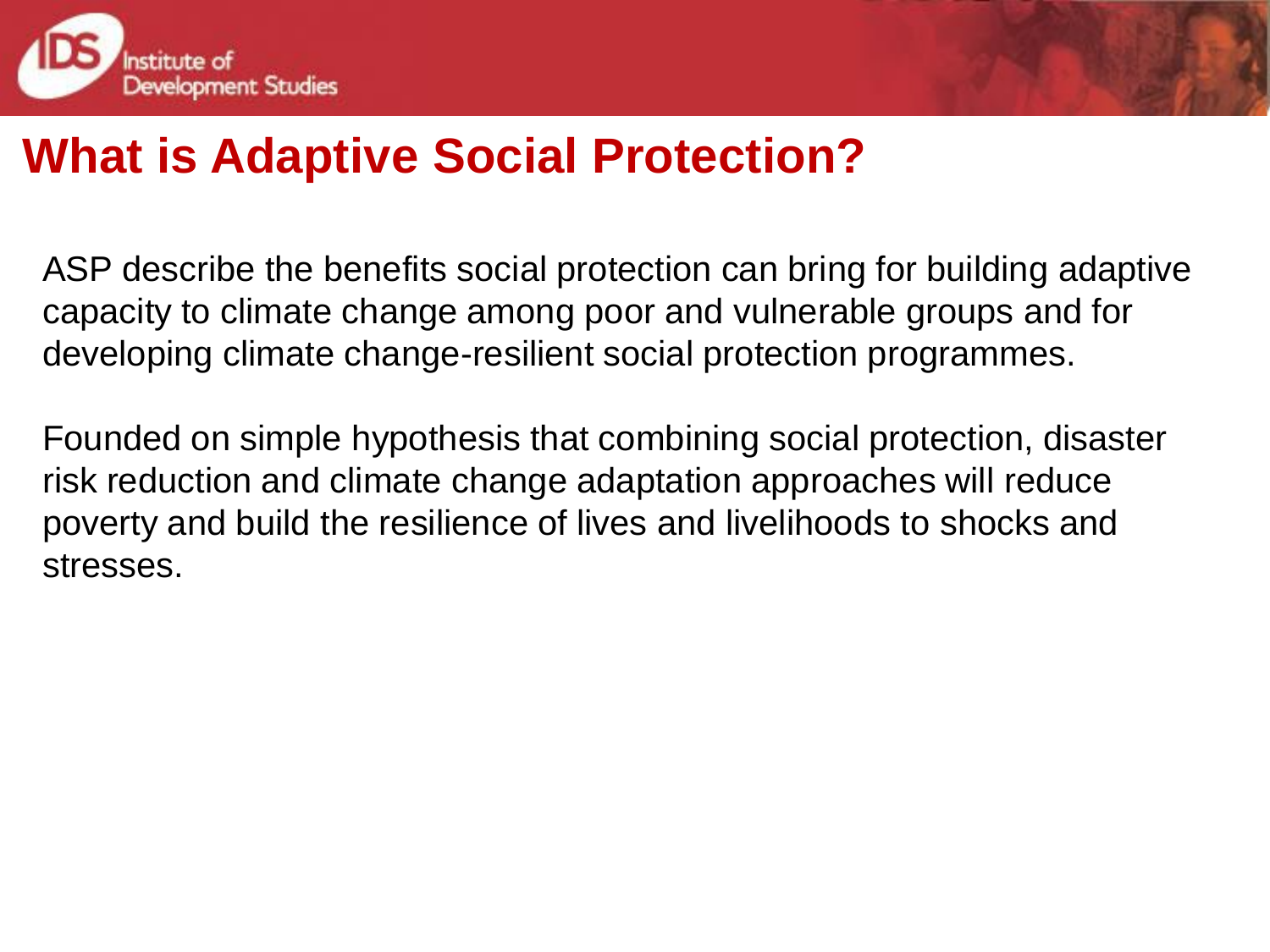# What is Adaptive Social Protection?

ASP describe the benefits social protection can bring for building adaptive capacity to climate change among poor and vulnerable groups and for developing climate change-resilient social protection programmes.

Founded on simple hypothesis that combining social protection, disaster risk reduction and climate change adaptation approaches will reduce poverty and build the resilience of lives and livelihoods to shocks and stresses.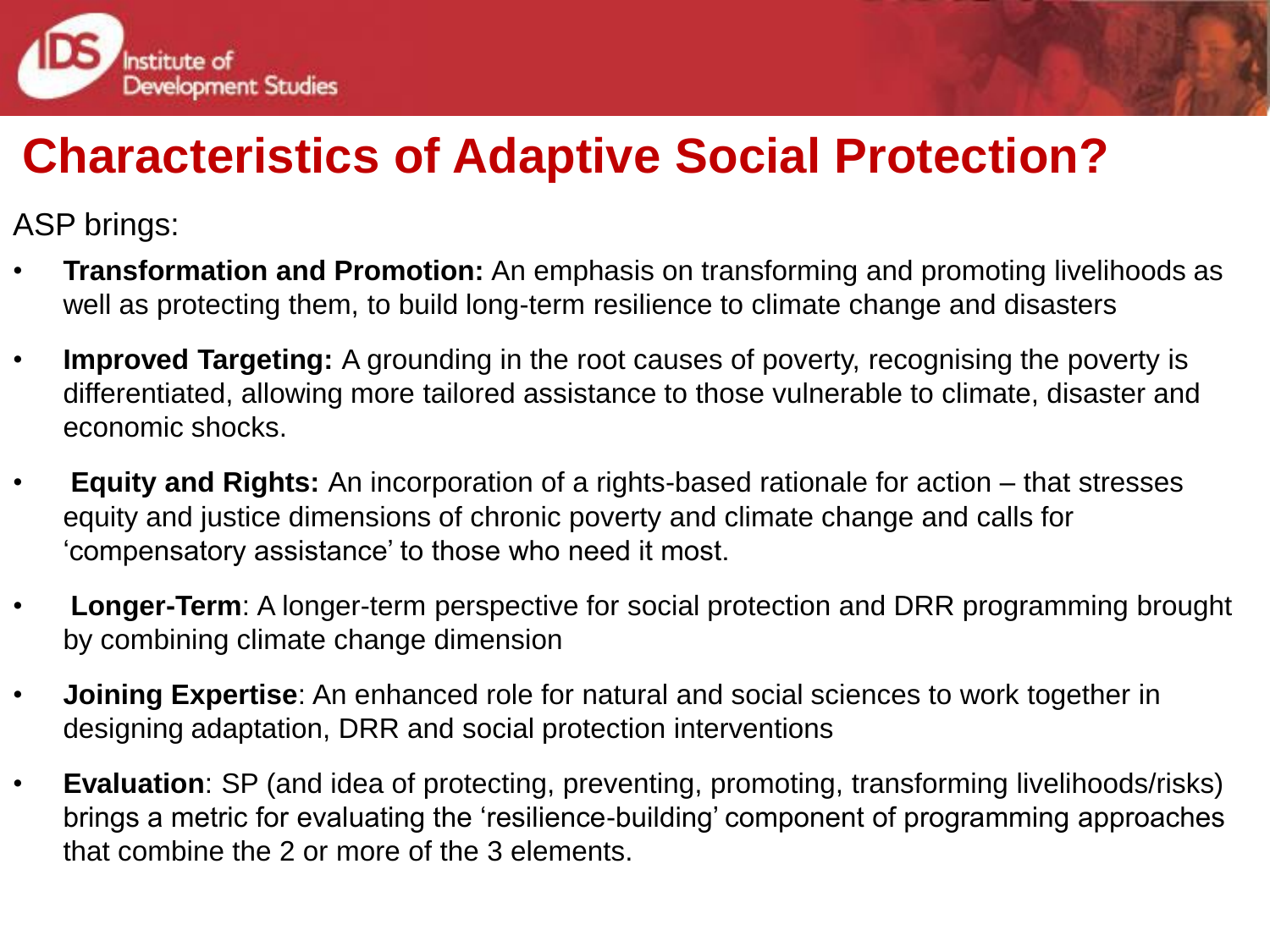# Characteristics of Adaptive Social Protection?

ASP brings:

- **Transformation and Promotion:** An emphasis on transforming and promoting livelihoods as well as protecting them, to build long-term resilience to climate change and disasters
- **Improved Targeting:** A grounding in the root causes of poverty, recognising the poverty is differentiated, allowing more tailored assistance to those vulnerable to climate, disaster and economic shocks.
- **Equity and Rights:** An incorporation of a rights-based rationale for action – that stresses equity and justice dimensions of chronic poverty and climate change and calls for 'compensatory assistance' to those who need it most.
- **Longer-Term**: A longer-term perspective for social protection and DRR programming brought by combining climate change dimension
- **Joining Expertise**: An enhanced role for natural and social sciences to work together in designing adaptation, DRR and social protection interventions
- **Evaluation**: SP (and idea of protecting, preventing, promoting, transforming livelihoods/risks) brings a metric for evaluating the 'resilience-building' component of programming approaches that combine the 2 or more of the 3 elements.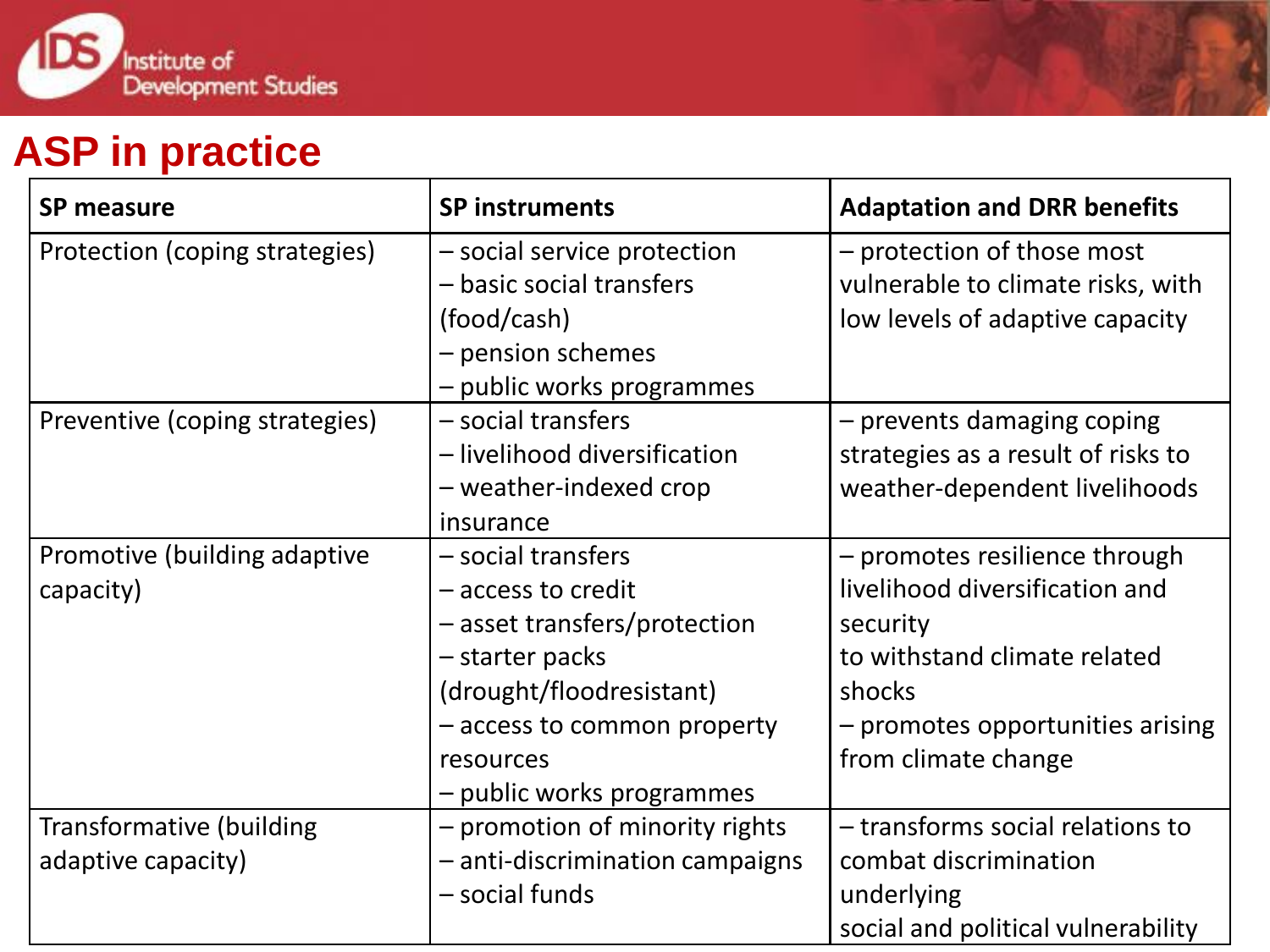## ASP in practice

| SP measure | SP instruments | Adaptation and DRR benefits |
|---|---|---|
| Protection (coping strategies) | – social service protection<br>– basic social transfers (food/cash)<br>– pension schemes<br>– public works programmes | – protection of those most vulnerable to climate risks, with low levels of adaptive capacity |
| Preventive (coping strategies) | – social transfers<br>– livelihood diversification<br>– weather-indexed crop insurance | – prevents damaging coping strategies as a result of risks to weather-dependent livelihoods |
| Promotive (building adaptive capacity) | – social transfers<br>– access to credit<br>– asset transfers/protection<br>– starter packs (drought/floodresistant)<br>– access to common property resources<br>– public works programmes | – promotes resilience through livelihood diversification and security<br>to withstand climate related shocks<br>– promotes opportunities arising from climate change |
| Transformative (building adaptive capacity) | – promotion of minority rights<br>– anti-discrimination campaigns<br>– social funds | – transforms social relations to combat discrimination underlying<br>social and political vulnerability |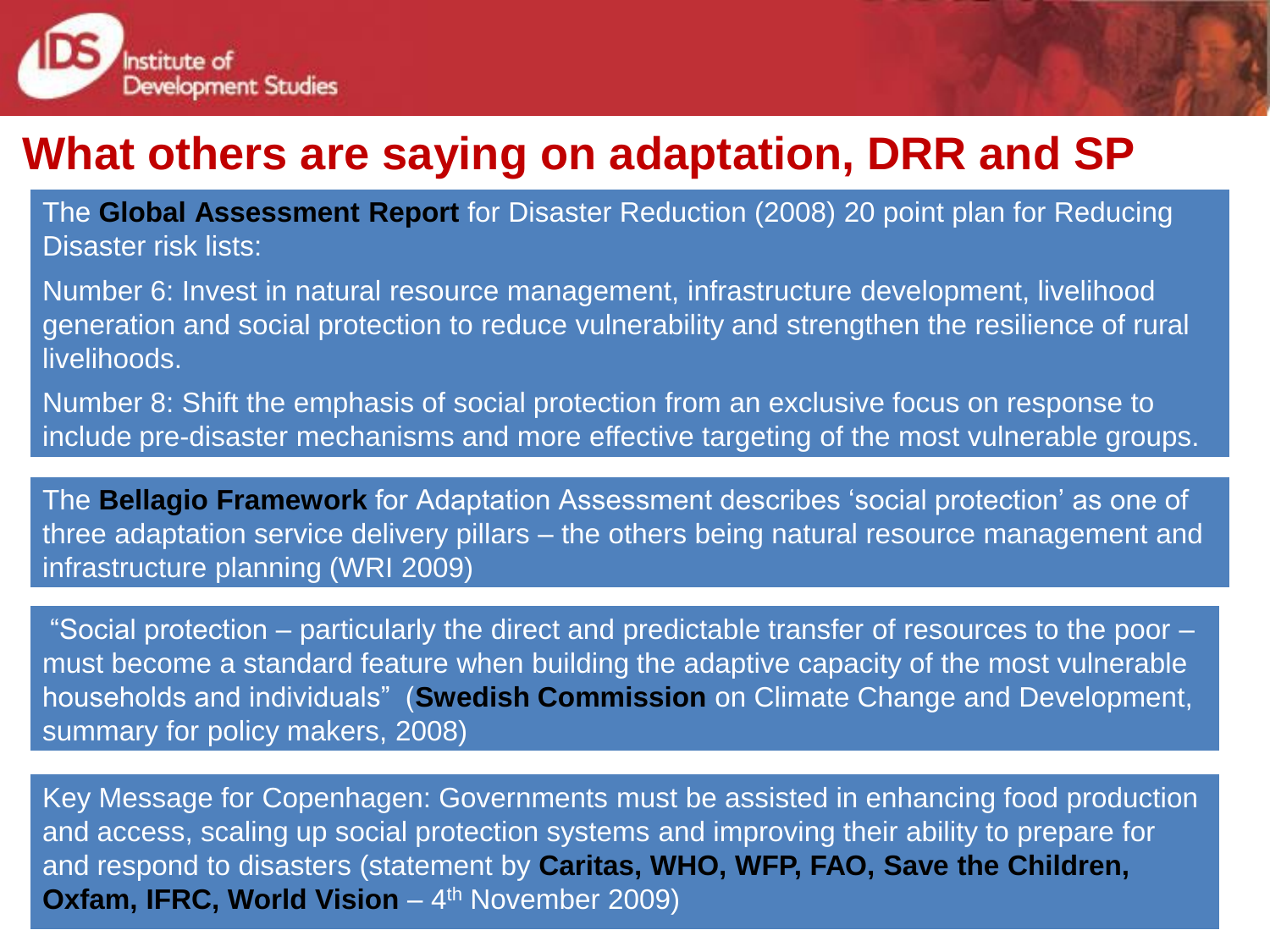# What others are saying on adaptation, DRR and SP

The **Global Assessment Report** for Disaster Reduction (2008) 20 point plan for Reducing Disaster risk lists:

Number 6: Invest in natural resource management, infrastructure development, livelihood generation and social protection to reduce vulnerability and strengthen the resilience of rural livelihoods.

Number 8: Shift the emphasis of social protection from an exclusive focus on response to include pre-disaster mechanisms and more effective targeting of the most vulnerable groups.

The **Bellagio Framework** for Adaptation Assessment describes 'social protection' as one of three adaptation service delivery pillars – the others being natural resource management and infrastructure planning (WRI 2009)

"Social protection – particularly the direct and predictable transfer of resources to the poor – must become a standard feature when building the adaptive capacity of the most vulnerable households and individuals" (**Swedish Commission** on Climate Change and Development, summary for policy makers, 2008)

Key Message for Copenhagen: Governments must be assisted in enhancing food production and access, scaling up social protection systems and improving their ability to prepare for and respond to disasters (statement by **Caritas, WHO, WFP, FAO, Save the Children, Oxfam, IFRC, World Vision** – 4th November 2009)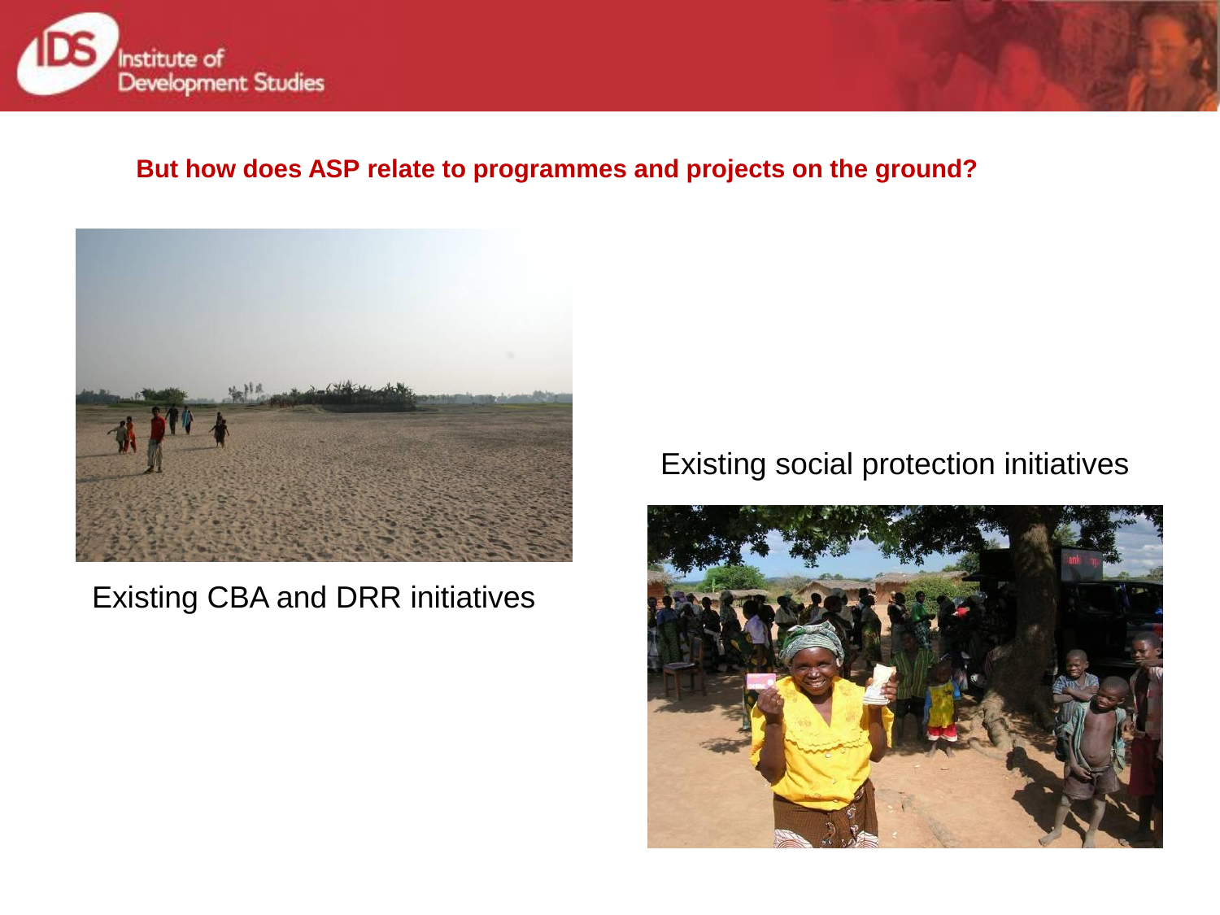## But how does ASP relate to programmes and projects on the ground?

Existing CBA and DRR initiatives

Existing social protection initiatives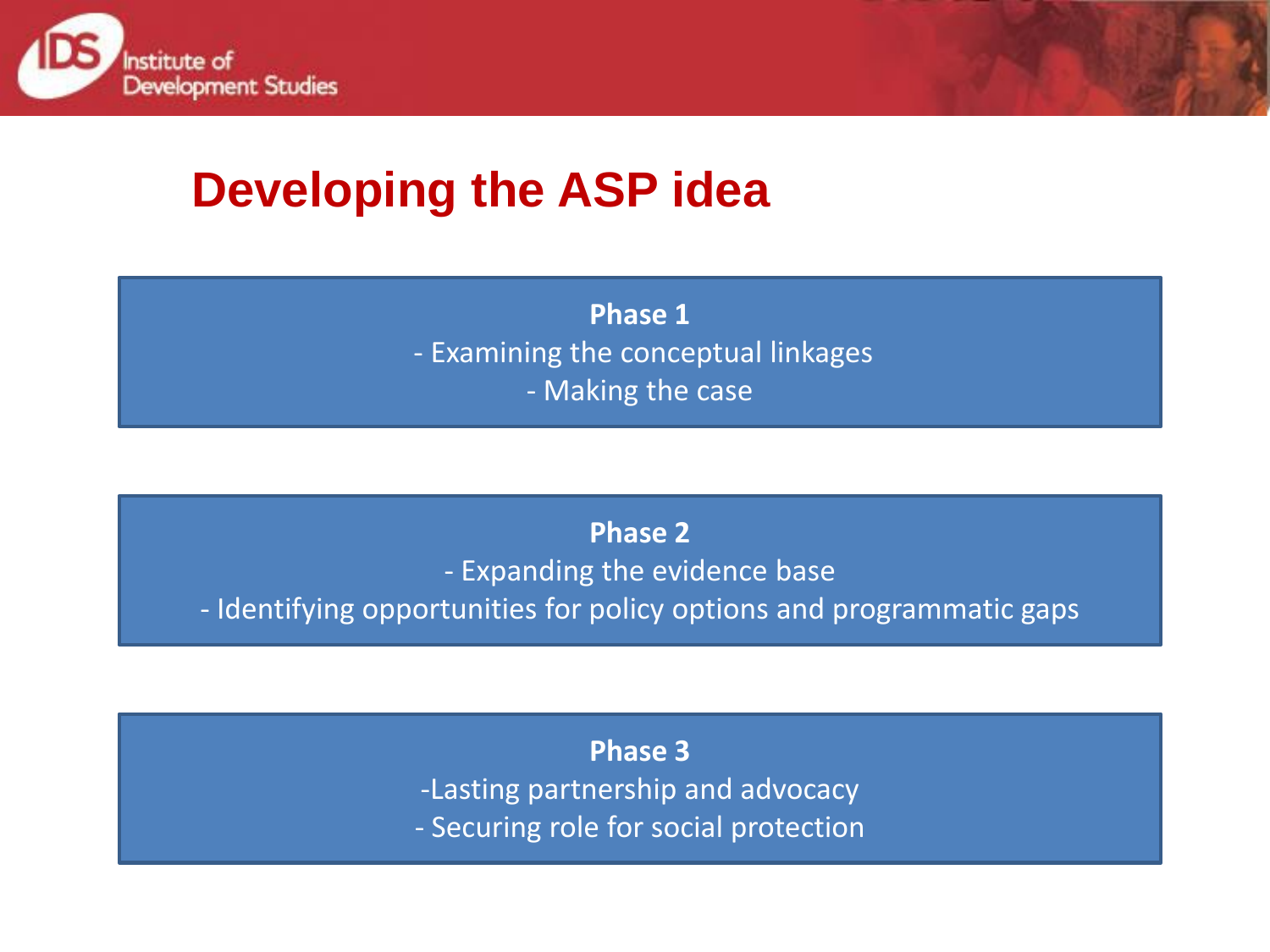# Developing the ASP idea

**Phase 1**

- Examining the conceptual linkages
- Making the case

**Phase 2**

- Expanding the evidence base
- Identifying opportunities for policy options and programmatic gaps

**Phase 3**

- Lasting partnership and advocacy
- Securing role for social protection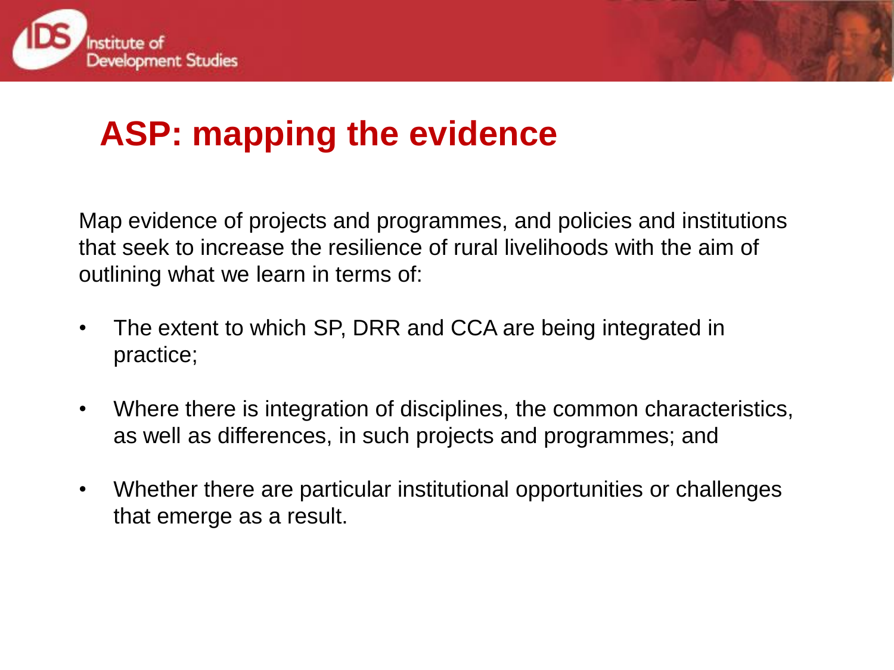# ASP: mapping the evidence

Map evidence of projects and programmes, and policies and institutions that seek to increase the resilience of rural livelihoods with the aim of outlining what we learn in terms of:

- The extent to which SP, DRR and CCA are being integrated in practice;
- Where there is integration of disciplines, the common characteristics, as well as differences, in such projects and programmes; and
- Whether there are particular institutional opportunities or challenges that emerge as a result.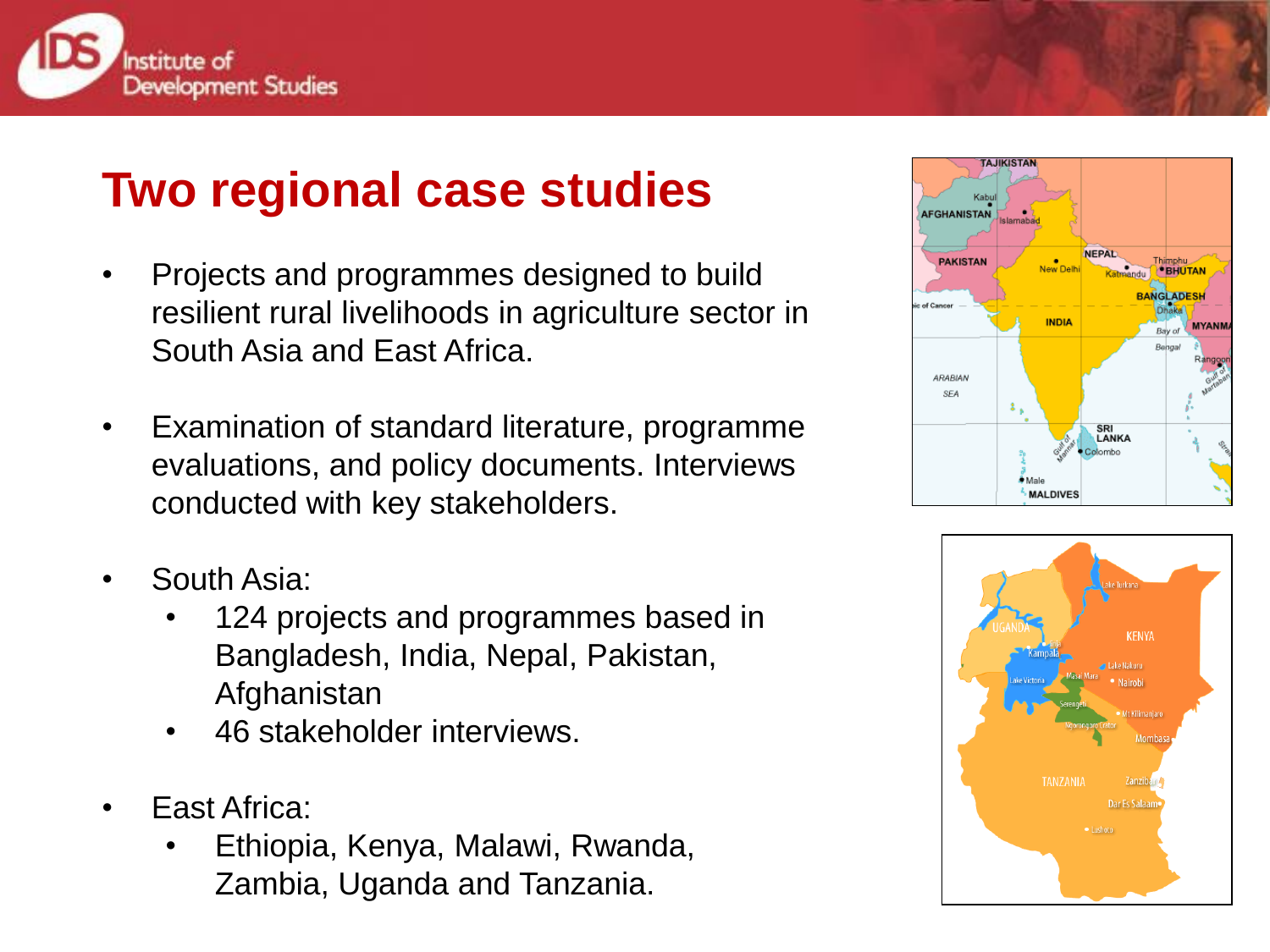# Two regional case studies

- Projects and programmes designed to build resilient rural livelihoods in agriculture sector in South Asia and East Africa.
- Examination of standard literature, programme evaluations, and policy documents. Interviews conducted with key stakeholders.
- South Asia:
  - 124 projects and programmes based in Bangladesh, India, Nepal, Pakistan, Afghanistan
  - 46 stakeholder interviews.
- East Africa:
  - Ethiopia, Kenya, Malawi, Rwanda, Zambia, Uganda and Tanzania.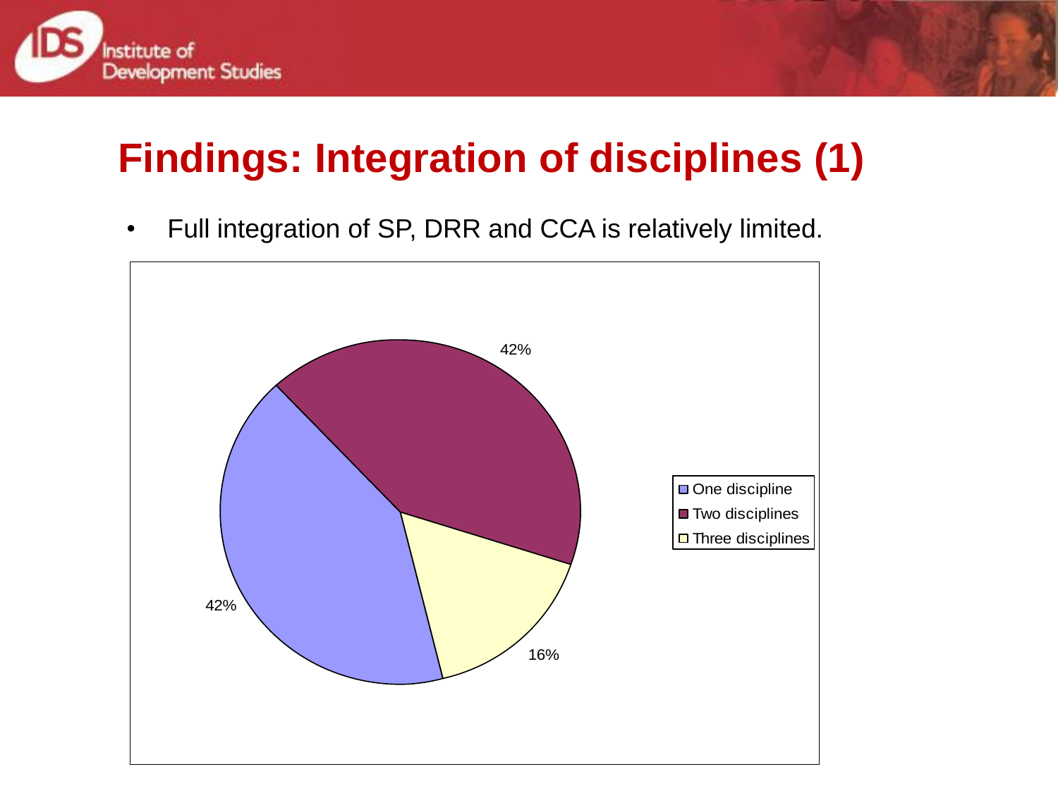# Findings: Integration of disciplines (1)

- Full integration of SP, DRR and CCA is relatively limited.

| Category | Share |
| --- | --- |
| One discipline | 42% |
| Two disciplines | 42% |
| Three disciplines | 16% |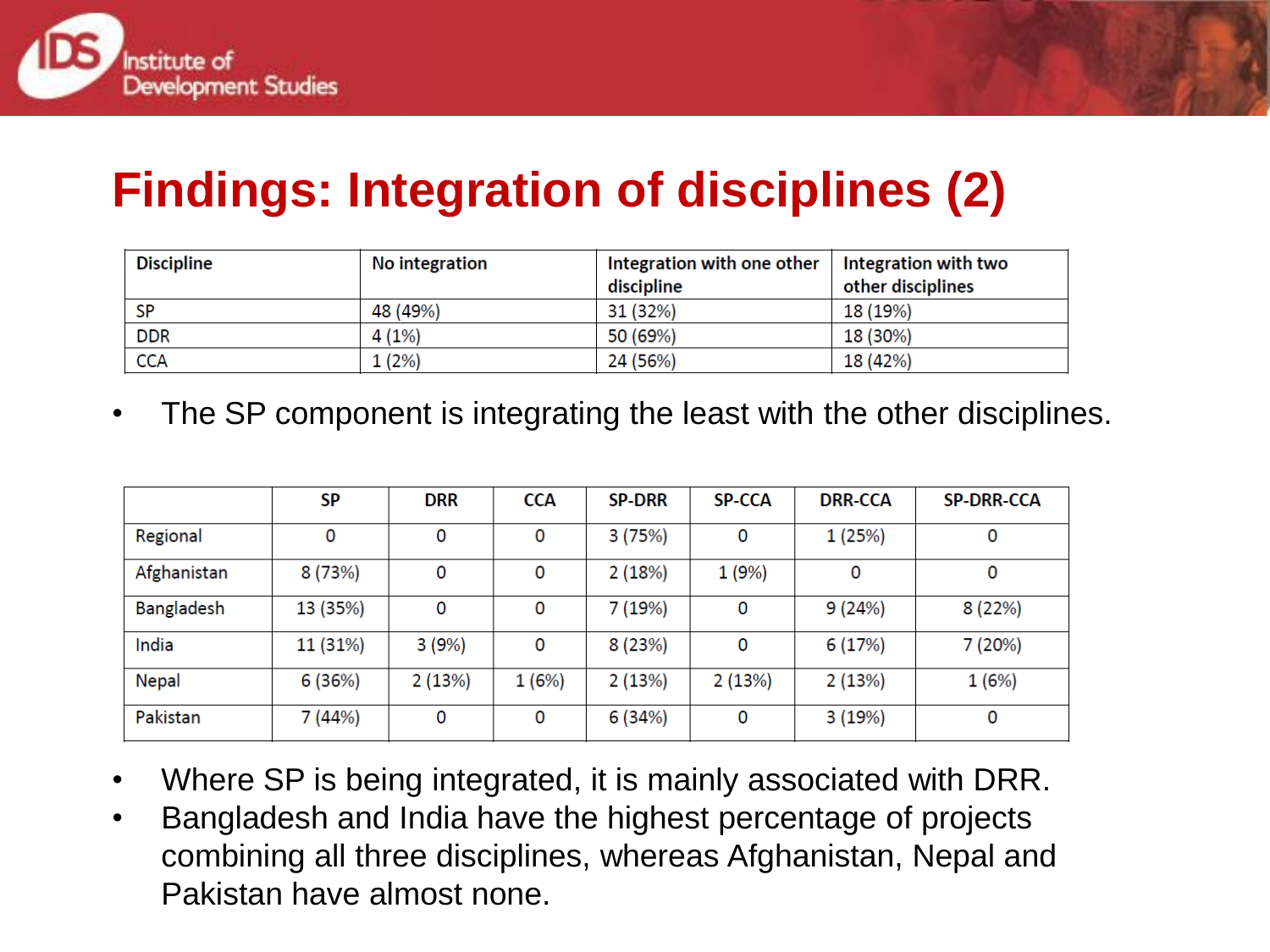# Findings: Integration of disciplines (2)

| Discipline | No integration | Integration with one other discipline | Integration with two other disciplines |
|---|---|---|---|
| SP | 48 (49%) | 31 (32%) | 18 (19%) |
| DDR | 4 (1%) | 50 (69%) | 18 (30%) |
| CCA | 1 (2%) | 24 (56%) | 18 (42%) |

- The SP component is integrating the least with the other disciplines.

| | SP | DRR | CCA | SP-DRR | SP-CCA | DRR-CCA | SP-DRR-CCA |
|---|---|---|---|---|---|---|---|
| Regional | 0 | 0 | 0 | 3 (75%) | 0 | 1 (25%) | 0 |
| Afghanistan | 8 (73%) | 0 | 0 | 2 (18%) | 1 (9%) | 0 | 0 |
| Bangladesh | 13 (35%) | 0 | 0 | 7 (19%) | 0 | 9 (24%) | 8 (22%) |
| India | 11 (31%) | 3 (9%) | 0 | 8 (23%) | 0 | 6 (17%) | 7 (20%) |
| Nepal | 6 (36%) | 2 (13%) | 1 (6%) | 2 (13%) | 2 (13%) | 2 (13%) | 1 (6%) |
| Pakistan | 7 (44%) | 0 | 0 | 6 (34%) | 0 | 3 (19%) | 0 |

- Where SP is being integrated, it is mainly associated with DRR.
- Bangladesh and India have the highest percentage of projects combining all three disciplines, whereas Afghanistan, Nepal and Pakistan have almost none.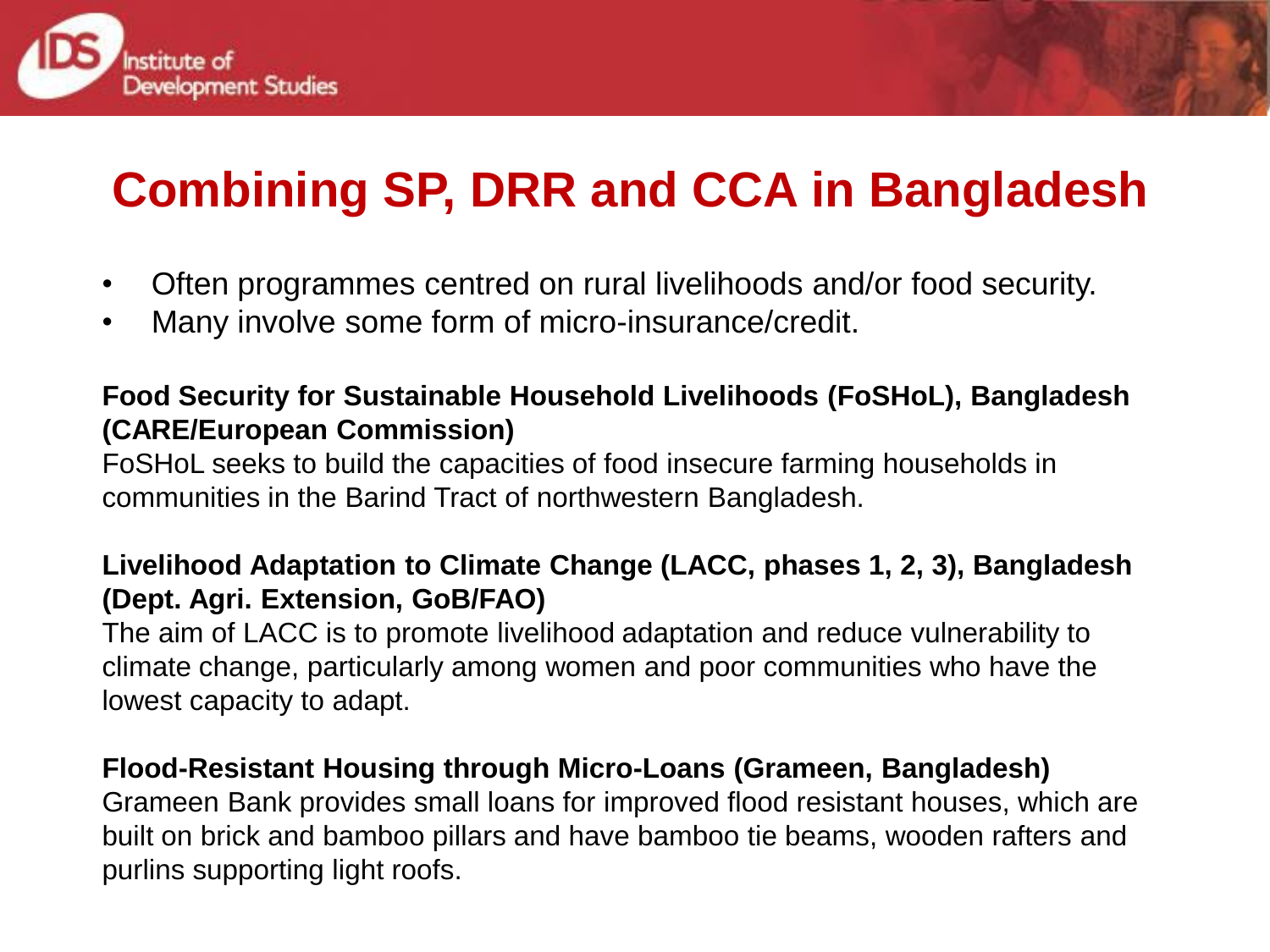# Combining SP, DRR and CCA in Bangladesh

- Often programmes centred on rural livelihoods and/or food security.
- Many involve some form of micro-insurance/credit.

**Food Security for Sustainable Household Livelihoods (FoSHoL), Bangladesh (CARE/European Commission)**
FoSHoL seeks to build the capacities of food insecure farming households in communities in the Barind Tract of northwestern Bangladesh.

**Livelihood Adaptation to Climate Change (LACC, phases 1, 2, 3), Bangladesh (Dept. Agri. Extension, GoB/FAO)**
The aim of LACC is to promote livelihood adaptation and reduce vulnerability to climate change, particularly among women and poor communities who have the lowest capacity to adapt.

**Flood-Resistant Housing through Micro-Loans (Grameen, Bangladesh)**
Grameen Bank provides small loans for improved flood resistant houses, which are built on brick and bamboo pillars and have bamboo tie beams, wooden rafters and purlins supporting light roofs.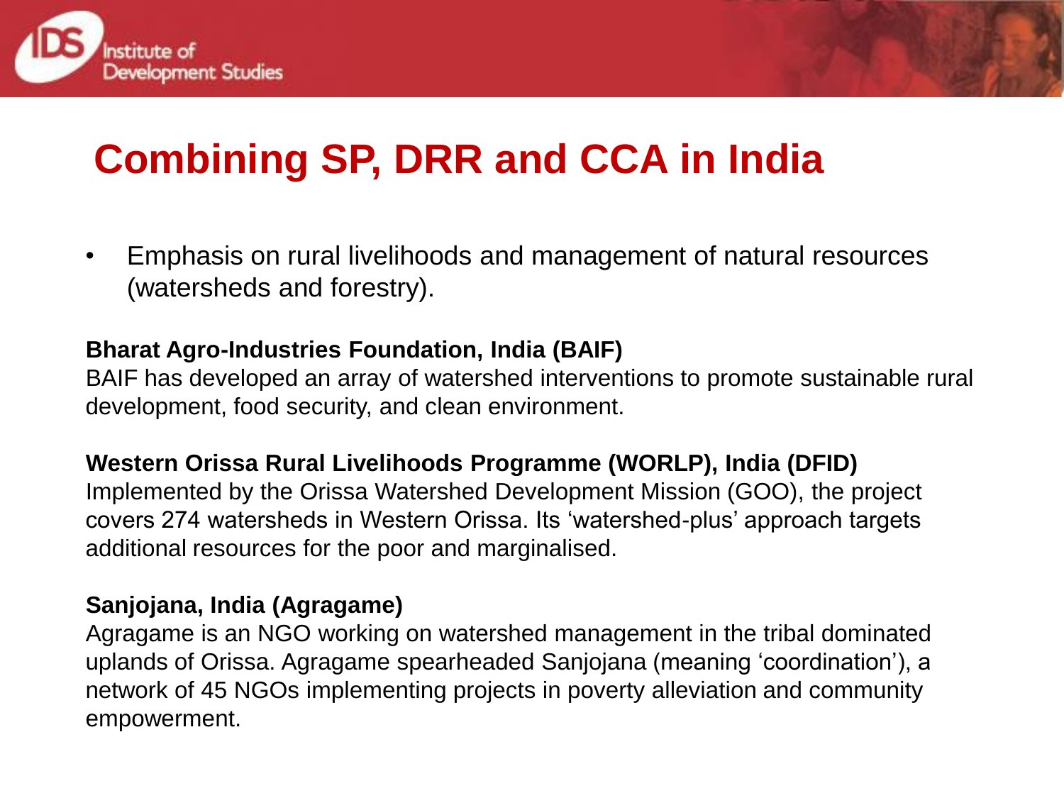# Combining SP, DRR and CCA in India

- Emphasis on rural livelihoods and management of natural resources (watersheds and forestry).

**Bharat Agro-Industries Foundation, India (BAIF)**
BAIF has developed an array of watershed interventions to promote sustainable rural development, food security, and clean environment.

**Western Orissa Rural Livelihoods Programme (WORLP), India (DFID)**
Implemented by the Orissa Watershed Development Mission (GOO), the project covers 274 watersheds in Western Orissa. Its 'watershed-plus' approach targets additional resources for the poor and marginalised.

**Sanjojana, India (Agragame)**
Agragame is an NGO working on watershed management in the tribal dominated uplands of Orissa. Agragame spearheaded Sanjojana (meaning 'coordination'), a network of 45 NGOs implementing projects in poverty alleviation and community empowerment.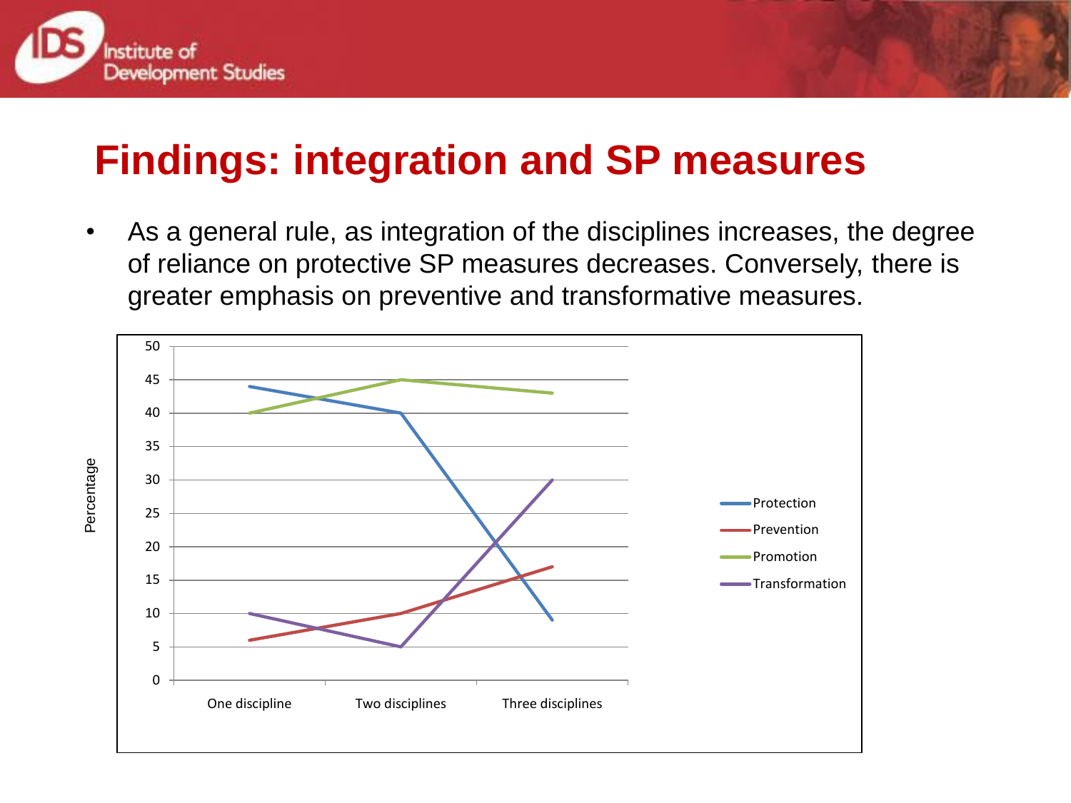# Findings: integration and SP measures

- As a general rule, as integration of the disciplines increases, the degree of reliance on protective SP measures decreases. Conversely, there is greater emphasis on preventive and transformative measures.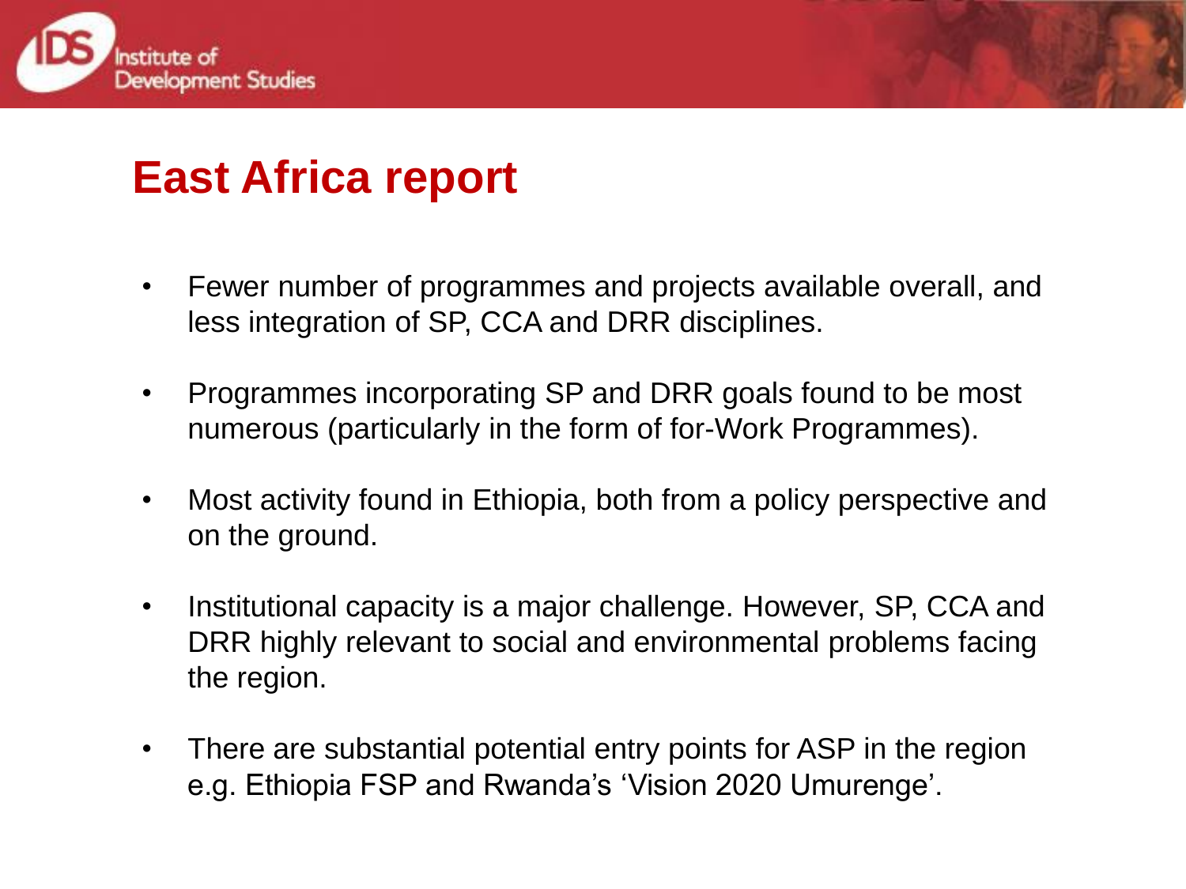# East Africa report

- Fewer number of programmes and projects available overall, and less integration of SP, CCA and DRR disciplines.
- Programmes incorporating SP and DRR goals found to be most numerous (particularly in the form of for-Work Programmes).
- Most activity found in Ethiopia, both from a policy perspective and on the ground.
- Institutional capacity is a major challenge. However, SP, CCA and DRR highly relevant to social and environmental problems facing the region.
- There are substantial potential entry points for ASP in the region e.g. Ethiopia FSP and Rwanda's 'Vision 2020 Umurenge'.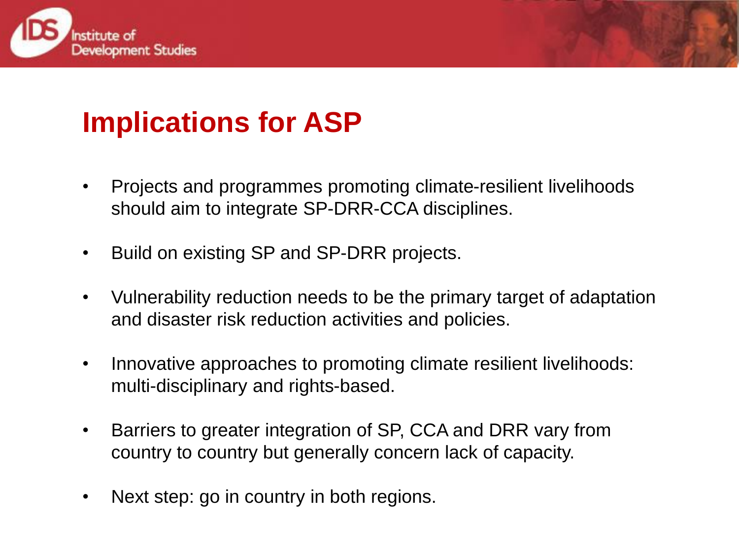# Implications for ASP

- Projects and programmes promoting climate-resilient livelihoods should aim to integrate SP-DRR-CCA disciplines.
- Build on existing SP and SP-DRR projects.
- Vulnerability reduction needs to be the primary target of adaptation and disaster risk reduction activities and policies.
- Innovative approaches to promoting climate resilient livelihoods: multi-disciplinary and rights-based.
- Barriers to greater integration of SP, CCA and DRR vary from country to country but generally concern lack of capacity.
- Next step: go in country in both regions.